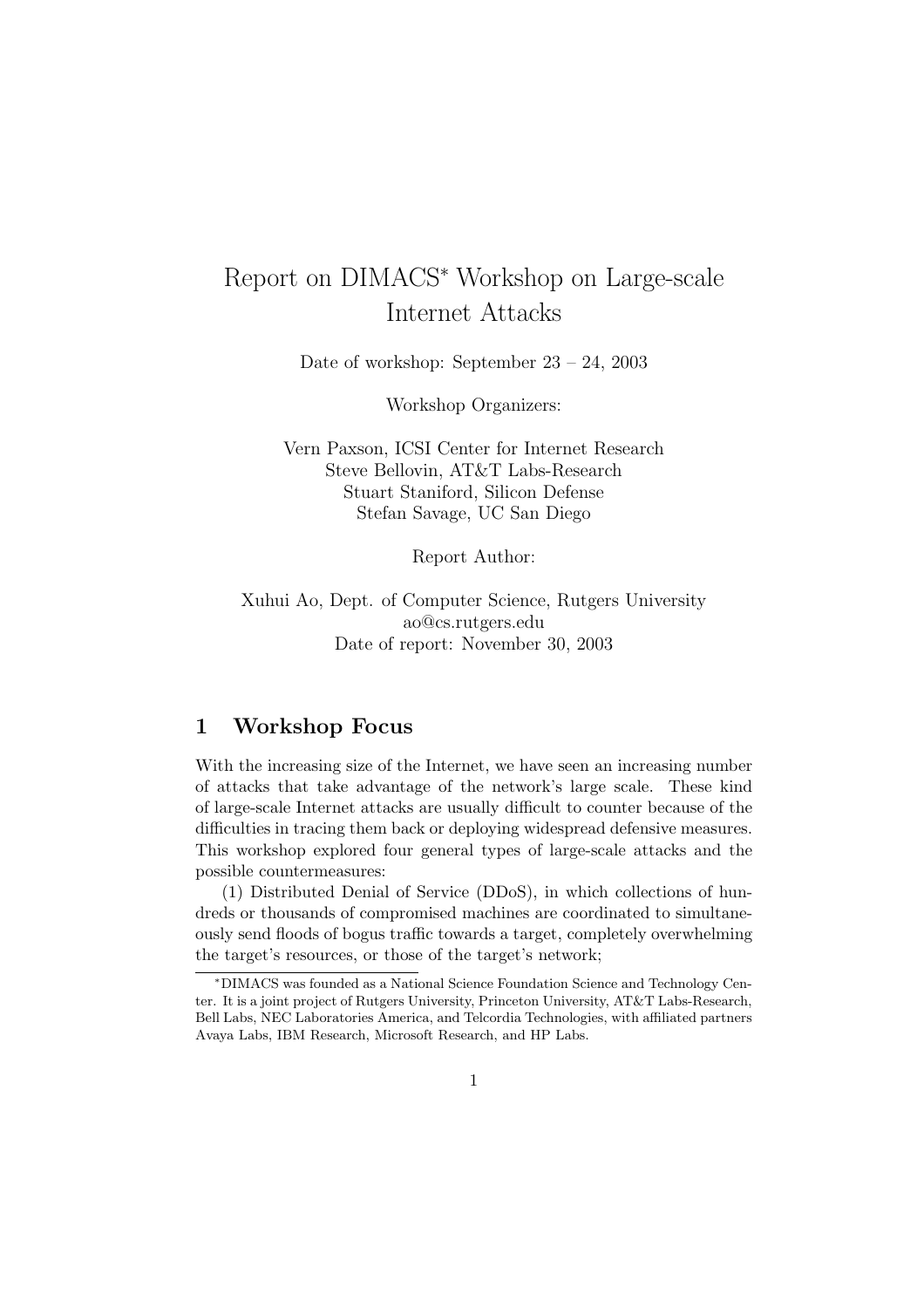# Report on DIMACS* Workshop on Large-scale Internet Attacks

Date of workshop: September 23 – 24, 2003

Workshop Organizers:

Vern Paxson, ICSI Center for Internet Research
Steve Bellovin, AT&T Labs-Research
Stuart Staniford, Silicon Defense
Stefan Savage, UC San Diego

Report Author:

Xuhui Ao, Dept. of Computer Science, Rutgers University
ao@cs.rutgers.edu
Date of report: November 30, 2003

## 1 Workshop Focus

With the increasing size of the Internet, we have seen an increasing number of attacks that take advantage of the network's large scale. These kind of large-scale Internet attacks are usually difficult to counter because of the difficulties in tracing them back or deploying widespread defensive measures. This workshop explored four general types of large-scale attacks and the possible countermeasures:

(1) Distributed Denial of Service (DDoS), in which collections of hundreds or thousands of compromised machines are coordinated to simultaneously send floods of bogus traffic towards a target, completely overwhelming the target's resources, or those of the target's network;

*DIMACS was founded as a National Science Foundation Science and Technology Center. It is a joint project of Rutgers University, Princeton University, AT&T Labs-Research, Bell Labs, NEC Laboratories America, and Telcordia Technologies, with affiliated partners Avaya Labs, IBM Research, Microsoft Research, and HP Labs.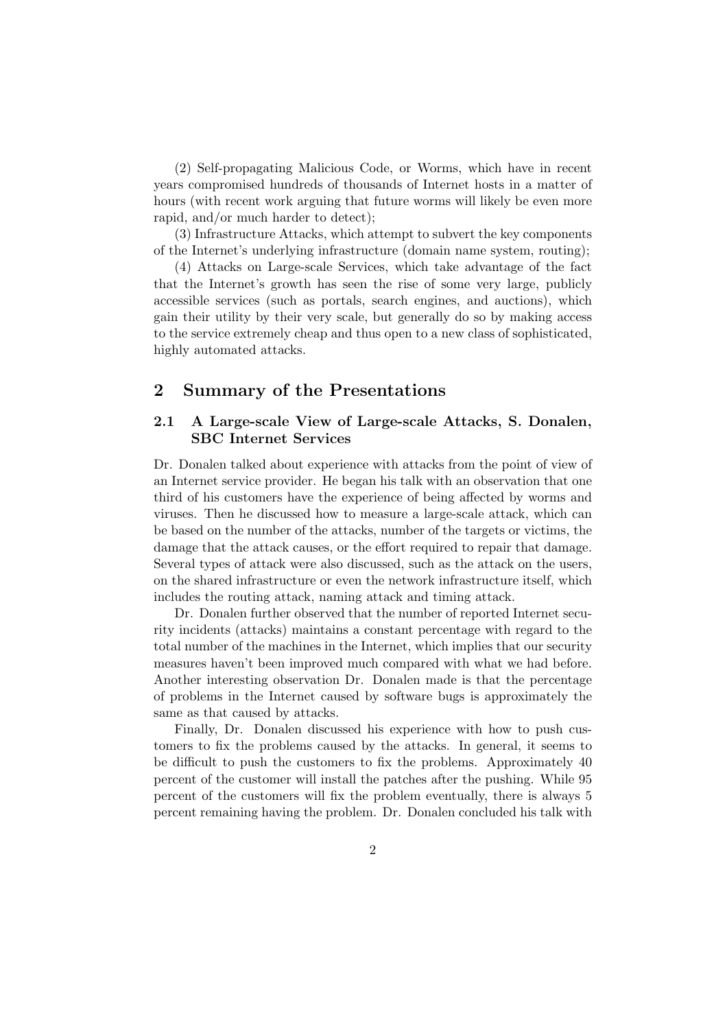(2) Self-propagating Malicious Code, or Worms, which have in recent years compromised hundreds of thousands of Internet hosts in a matter of hours (with recent work arguing that future worms will likely be even more rapid, and/or much harder to detect);

(3) Infrastructure Attacks, which attempt to subvert the key components of the Internet's underlying infrastructure (domain name system, routing);

(4) Attacks on Large-scale Services, which take advantage of the fact that the Internet's growth has seen the rise of some very large, publicly accessible services (such as portals, search engines, and auctions), which gain their utility by their very scale, but generally do so by making access to the service extremely cheap and thus open to a new class of sophisticated, highly automated attacks.

## 2 Summary of the Presentations

### 2.1 A Large-scale View of Large-scale Attacks, S. Donalen, SBC Internet Services

Dr. Donalen talked about experience with attacks from the point of view of an Internet service provider. He began his talk with an observation that one third of his customers have the experience of being affected by worms and viruses. Then he discussed how to measure a large-scale attack, which can be based on the number of the attacks, number of the targets or victims, the damage that the attack causes, or the effort required to repair that damage. Several types of attack were also discussed, such as the attack on the users, on the shared infrastructure or even the network infrastructure itself, which includes the routing attack, naming attack and timing attack.

Dr. Donalen further observed that the number of reported Internet security incidents (attacks) maintains a constant percentage with regard to the total number of the machines in the Internet, which implies that our security measures haven't been improved much compared with what we had before. Another interesting observation Dr. Donalen made is that the percentage of problems in the Internet caused by software bugs is approximately the same as that caused by attacks.

Finally, Dr. Donalen discussed his experience with how to push customers to fix the problems caused by the attacks. In general, it seems to be difficult to push the customers to fix the problems. Approximately 40 percent of the customer will install the patches after the pushing. While 95 percent of the customers will fix the problem eventually, there is always 5 percent remaining having the problem. Dr. Donalen concluded his talk with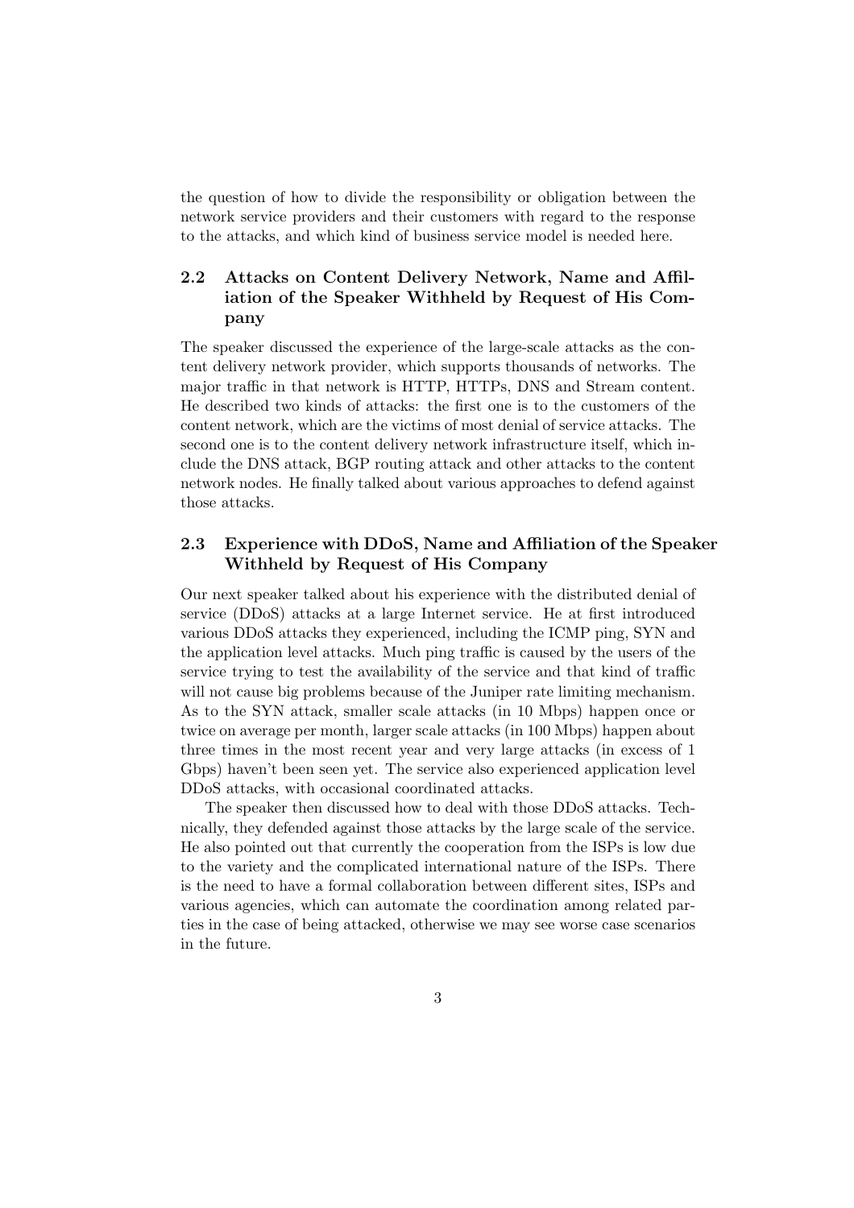the question of how to divide the responsibility or obligation between the network service providers and their customers with regard to the response to the attacks, and which kind of business service model is needed here.

### 2.2 Attacks on Content Delivery Network, Name and Affiliation of the Speaker Withheld by Request of His Company

The speaker discussed the experience of the large-scale attacks as the content delivery network provider, which supports thousands of networks. The major traffic in that network is HTTP, HTTPs, DNS and Stream content. He described two kinds of attacks: the first one is to the customers of the content network, which are the victims of most denial of service attacks. The second one is to the content delivery network infrastructure itself, which include the DNS attack, BGP routing attack and other attacks to the content network nodes. He finally talked about various approaches to defend against those attacks.

### 2.3 Experience with DDoS, Name and Affiliation of the Speaker Withheld by Request of His Company

Our next speaker talked about his experience with the distributed denial of service (DDoS) attacks at a large Internet service. He at first introduced various DDoS attacks they experienced, including the ICMP ping, SYN and the application level attacks. Much ping traffic is caused by the users of the service trying to test the availability of the service and that kind of traffic will not cause big problems because of the Juniper rate limiting mechanism. As to the SYN attack, smaller scale attacks (in 10 Mbps) happen once or twice on average per month, larger scale attacks (in 100 Mbps) happen about three times in the most recent year and very large attacks (in excess of 1 Gbps) haven't been seen yet. The service also experienced application level DDoS attacks, with occasional coordinated attacks.

The speaker then discussed how to deal with those DDoS attacks. Technically, they defended against those attacks by the large scale of the service. He also pointed out that currently the cooperation from the ISPs is low due to the variety and the complicated international nature of the ISPs. There is the need to have a formal collaboration between different sites, ISPs and various agencies, which can automate the coordination among related parties in the case of being attacked, otherwise we may see worse case scenarios in the future.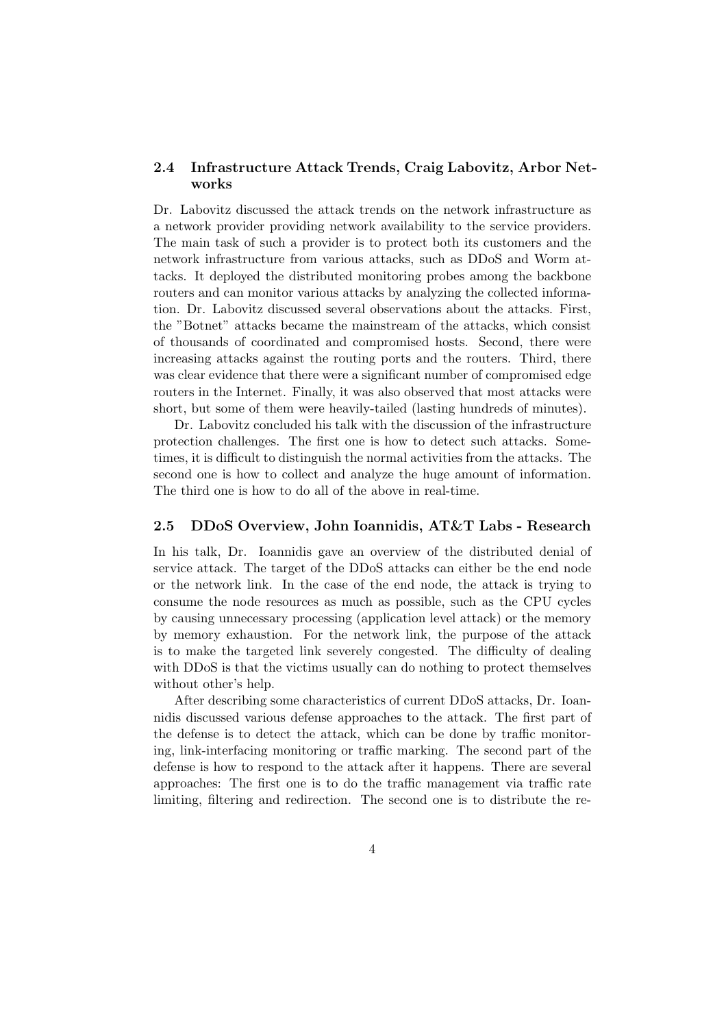### 2.4 Infrastructure Attack Trends, Craig Labovitz, Arbor Networks

Dr. Labovitz discussed the attack trends on the network infrastructure as a network provider providing network availability to the service providers. The main task of such a provider is to protect both its customers and the network infrastructure from various attacks, such as DDoS and Worm attacks. It deployed the distributed monitoring probes among the backbone routers and can monitor various attacks by analyzing the collected information. Dr. Labovitz discussed several observations about the attacks. First, the "Botnet" attacks became the mainstream of the attacks, which consist of thousands of coordinated and compromised hosts. Second, there were increasing attacks against the routing ports and the routers. Third, there was clear evidence that there were a significant number of compromised edge routers in the Internet. Finally, it was also observed that most attacks were short, but some of them were heavily-tailed (lasting hundreds of minutes).

Dr. Labovitz concluded his talk with the discussion of the infrastructure protection challenges. The first one is how to detect such attacks. Sometimes, it is difficult to distinguish the normal activities from the attacks. The second one is how to collect and analyze the huge amount of information. The third one is how to do all of the above in real-time.

### 2.5 DDoS Overview, John Ioannidis, AT&T Labs - Research

In his talk, Dr. Ioannidis gave an overview of the distributed denial of service attack. The target of the DDoS attacks can either be the end node or the network link. In the case of the end node, the attack is trying to consume the node resources as much as possible, such as the CPU cycles by causing unnecessary processing (application level attack) or the memory by memory exhaustion. For the network link, the purpose of the attack is to make the targeted link severely congested. The difficulty of dealing with DDoS is that the victims usually can do nothing to protect themselves without other's help.

After describing some characteristics of current DDoS attacks, Dr. Ioannidis discussed various defense approaches to the attack. The first part of the defense is to detect the attack, which can be done by traffic monitoring, link-interfacing monitoring or traffic marking. The second part of the defense is how to respond to the attack after it happens. There are several approaches: The first one is to do the traffic management via traffic rate limiting, filtering and redirection. The second one is to distribute the re-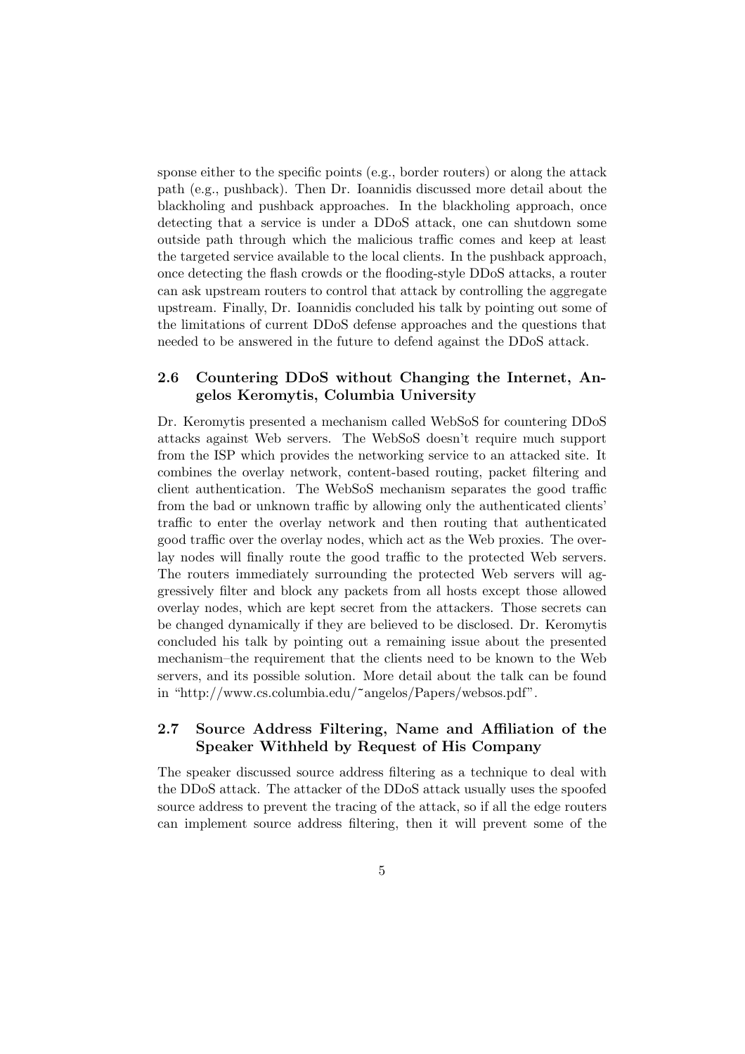sponse either to the specific points (e.g., border routers) or along the attack path (e.g., pushback). Then Dr. Ioannidis discussed more detail about the blackholing and pushback approaches. In the blackholing approach, once detecting that a service is under a DDoS attack, one can shutdown some outside path through which the malicious traffic comes and keep at least the targeted service available to the local clients. In the pushback approach, once detecting the flash crowds or the flooding-style DDoS attacks, a router can ask upstream routers to control that attack by controlling the aggregate upstream. Finally, Dr. Ioannidis concluded his talk by pointing out some of the limitations of current DDoS defense approaches and the questions that needed to be answered in the future to defend against the DDoS attack.

### 2.6 Countering DDoS without Changing the Internet, Angelos Keromytis, Columbia University

Dr. Keromytis presented a mechanism called WebSoS for countering DDoS attacks against Web servers. The WebSoS doesn't require much support from the ISP which provides the networking service to an attacked site. It combines the overlay network, content-based routing, packet filtering and client authentication. The WebSoS mechanism separates the good traffic from the bad or unknown traffic by allowing only the authenticated clients' traffic to enter the overlay network and then routing that authenticated good traffic over the overlay nodes, which act as the Web proxies. The overlay nodes will finally route the good traffic to the protected Web servers. The routers immediately surrounding the protected Web servers will aggressively filter and block any packets from all hosts except those allowed overlay nodes, which are kept secret from the attackers. Those secrets can be changed dynamically if they are believed to be disclosed. Dr. Keromytis concluded his talk by pointing out a remaining issue about the presented mechanism–the requirement that the clients need to be known to the Web servers, and its possible solution. More detail about the talk can be found in "http://www.cs.columbia.edu/~angelos/Papers/websos.pdf".

### 2.7 Source Address Filtering, Name and Affiliation of the Speaker Withheld by Request of His Company

The speaker discussed source address filtering as a technique to deal with the DDoS attack. The attacker of the DDoS attack usually uses the spoofed source address to prevent the tracing of the attack, so if all the edge routers can implement source address filtering, then it will prevent some of the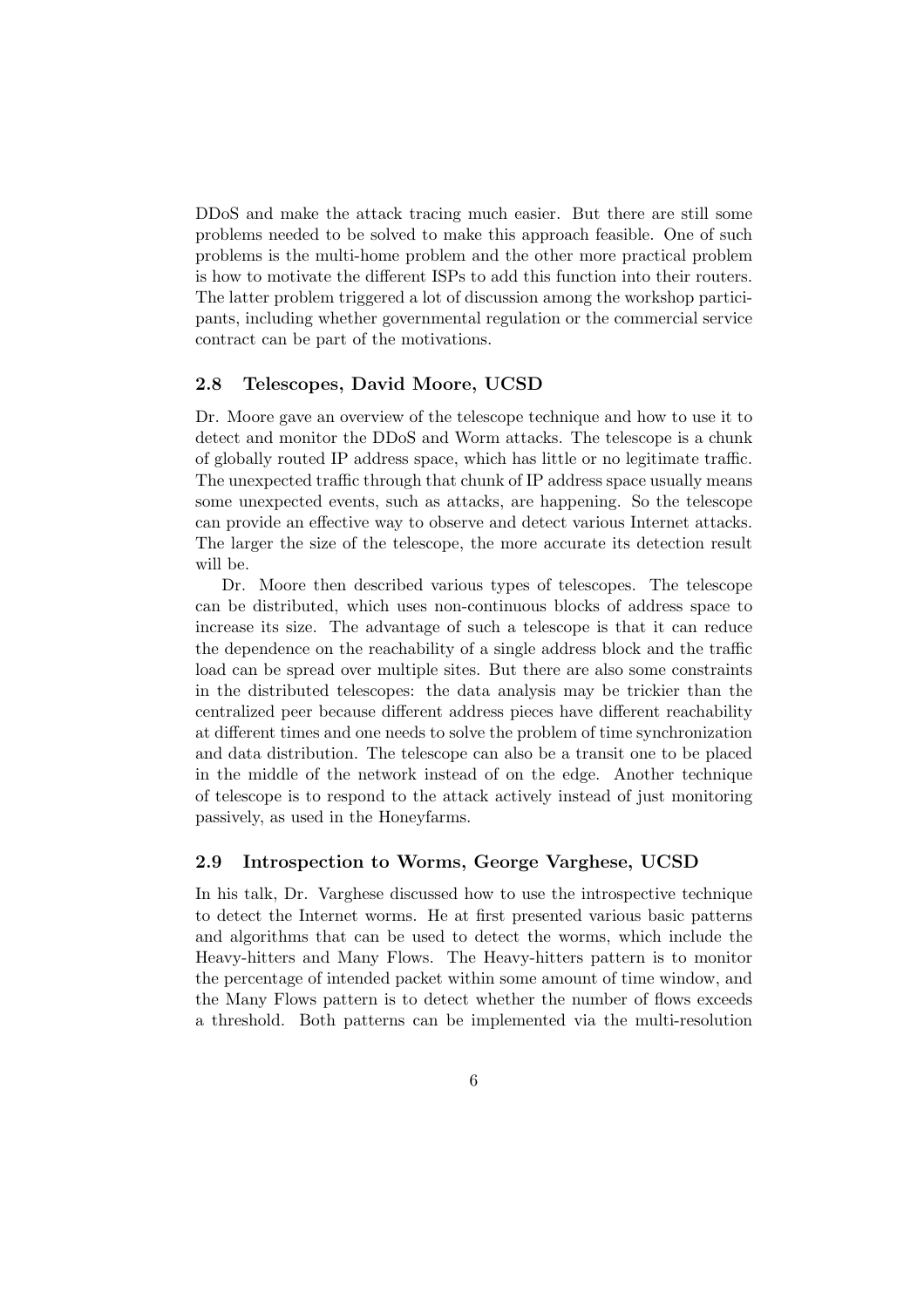DDoS and make the attack tracing much easier. But there are still some problems needed to be solved to make this approach feasible. One of such problems is the multi-home problem and the other more practical problem is how to motivate the different ISPs to add this function into their routers. The latter problem triggered a lot of discussion among the workshop participants, including whether governmental regulation or the commercial service contract can be part of the motivations.

### 2.8 Telescopes, David Moore, UCSD

Dr. Moore gave an overview of the telescope technique and how to use it to detect and monitor the DDoS and Worm attacks. The telescope is a chunk of globally routed IP address space, which has little or no legitimate traffic. The unexpected traffic through that chunk of IP address space usually means some unexpected events, such as attacks, are happening. So the telescope can provide an effective way to observe and detect various Internet attacks. The larger the size of the telescope, the more accurate its detection result will be.

Dr. Moore then described various types of telescopes. The telescope can be distributed, which uses non-continuous blocks of address space to increase its size. The advantage of such a telescope is that it can reduce the dependence on the reachability of a single address block and the traffic load can be spread over multiple sites. But there are also some constraints in the distributed telescopes: the data analysis may be trickier than the centralized peer because different address pieces have different reachability at different times and one needs to solve the problem of time synchronization and data distribution. The telescope can also be a transit one to be placed in the middle of the network instead of on the edge. Another technique of telescope is to respond to the attack actively instead of just monitoring passively, as used in the Honeyfarms.

### 2.9 Introspection to Worms, George Varghese, UCSD

In his talk, Dr. Varghese discussed how to use the introspective technique to detect the Internet worms. He at first presented various basic patterns and algorithms that can be used to detect the worms, which include the Heavy-hitters and Many Flows. The Heavy-hitters pattern is to monitor the percentage of intended packet within some amount of time window, and the Many Flows pattern is to detect whether the number of flows exceeds a threshold. Both patterns can be implemented via the multi-resolution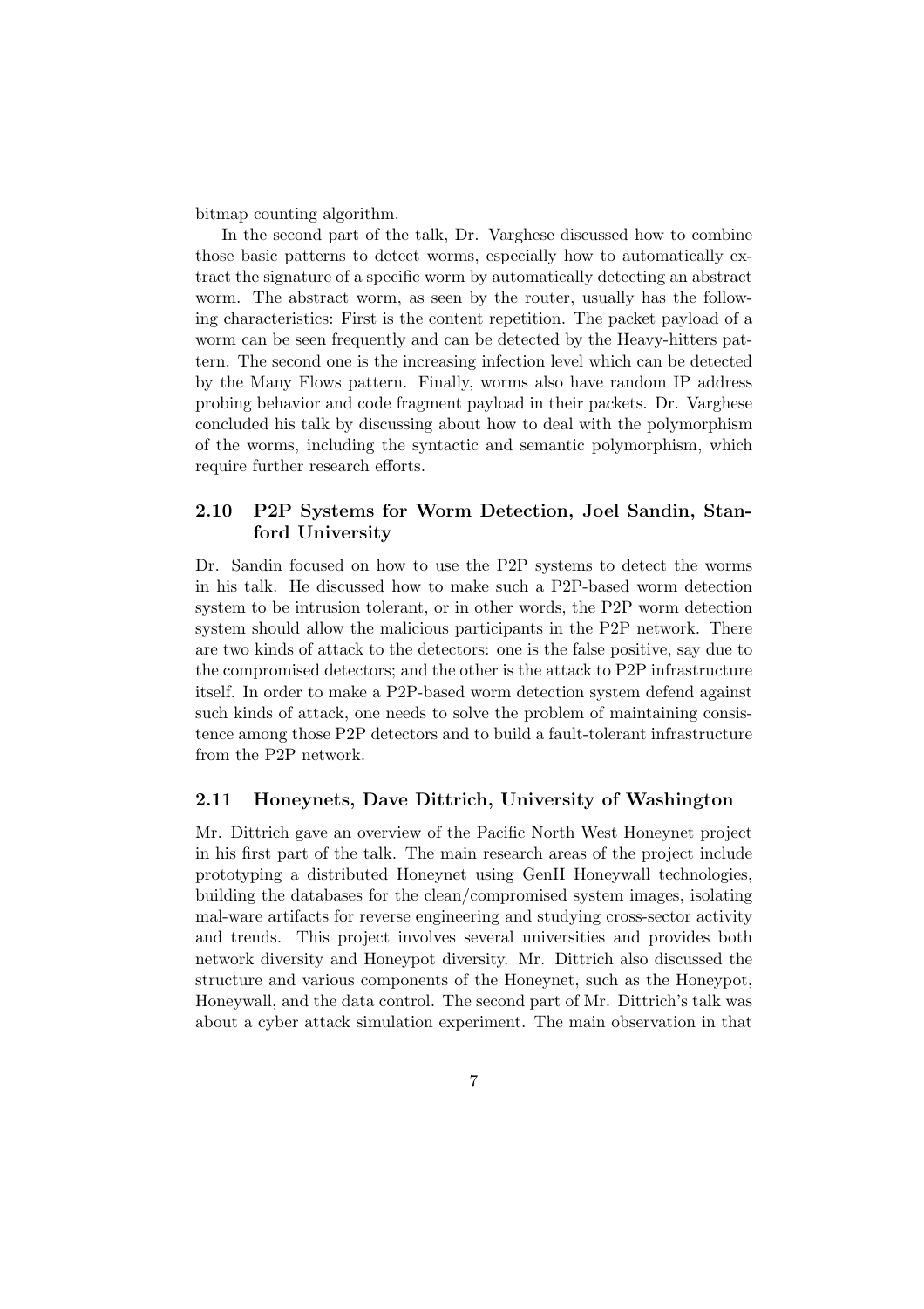bitmap counting algorithm.

In the second part of the talk, Dr. Varghese discussed how to combine those basic patterns to detect worms, especially how to automatically extract the signature of a specific worm by automatically detecting an abstract worm. The abstract worm, as seen by the router, usually has the following characteristics: First is the content repetition. The packet payload of a worm can be seen frequently and can be detected by the Heavy-hitters pattern. The second one is the increasing infection level which can be detected by the Many Flows pattern. Finally, worms also have random IP address probing behavior and code fragment payload in their packets. Dr. Varghese concluded his talk by discussing about how to deal with the polymorphism of the worms, including the syntactic and semantic polymorphism, which require further research efforts.

### 2.10 P2P Systems for Worm Detection, Joel Sandin, Stanford University

Dr. Sandin focused on how to use the P2P systems to detect the worms in his talk. He discussed how to make such a P2P-based worm detection system to be intrusion tolerant, or in other words, the P2P worm detection system should allow the malicious participants in the P2P network. There are two kinds of attack to the detectors: one is the false positive, say due to the compromised detectors; and the other is the attack to P2P infrastructure itself. In order to make a P2P-based worm detection system defend against such kinds of attack, one needs to solve the problem of maintaining consistence among those P2P detectors and to build a fault-tolerant infrastructure from the P2P network.

### 2.11 Honeynets, Dave Dittrich, University of Washington

Mr. Dittrich gave an overview of the Pacific North West Honeynet project in his first part of the talk. The main research areas of the project include prototyping a distributed Honeynet using GenII Honeywall technologies, building the databases for the clean/compromised system images, isolating mal-ware artifacts for reverse engineering and studying cross-sector activity and trends. This project involves several universities and provides both network diversity and Honeypot diversity. Mr. Dittrich also discussed the structure and various components of the Honeynet, such as the Honeypot, Honeywall, and the data control. The second part of Mr. Dittrich's talk was about a cyber attack simulation experiment. The main observation in that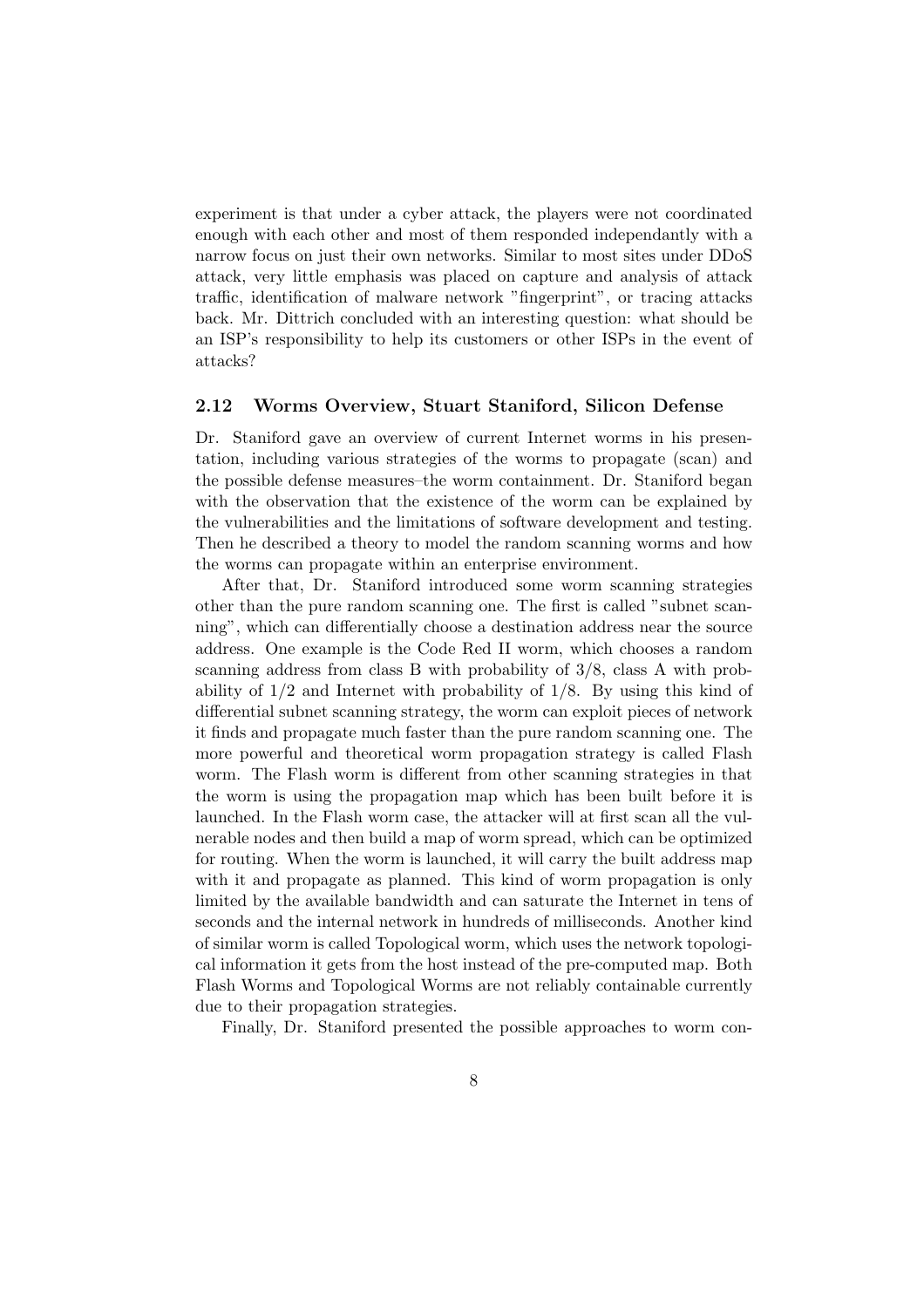experiment is that under a cyber attack, the players were not coordinated enough with each other and most of them responded independantly with a narrow focus on just their own networks. Similar to most sites under DDoS attack, very little emphasis was placed on capture and analysis of attack traffic, identification of malware network "fingerprint", or tracing attacks back. Mr. Dittrich concluded with an interesting question: what should be an ISP's responsibility to help its customers or other ISPs in the event of attacks?

### 2.12 Worms Overview, Stuart Staniford, Silicon Defense

Dr. Staniford gave an overview of current Internet worms in his presentation, including various strategies of the worms to propagate (scan) and the possible defense measures–the worm containment. Dr. Staniford began with the observation that the existence of the worm can be explained by the vulnerabilities and the limitations of software development and testing. Then he described a theory to model the random scanning worms and how the worms can propagate within an enterprise environment.

After that, Dr. Staniford introduced some worm scanning strategies other than the pure random scanning one. The first is called "subnet scanning", which can differentially choose a destination address near the source address. One example is the Code Red II worm, which chooses a random scanning address from class B with probability of 3/8, class A with probability of 1/2 and Internet with probability of 1/8. By using this kind of differential subnet scanning strategy, the worm can exploit pieces of network it finds and propagate much faster than the pure random scanning one. The more powerful and theoretical worm propagation strategy is called Flash worm. The Flash worm is different from other scanning strategies in that the worm is using the propagation map which has been built before it is launched. In the Flash worm case, the attacker will at first scan all the vulnerable nodes and then build a map of worm spread, which can be optimized for routing. When the worm is launched, it will carry the built address map with it and propagate as planned. This kind of worm propagation is only limited by the available bandwidth and can saturate the Internet in tens of seconds and the internal network in hundreds of milliseconds. Another kind of similar worm is called Topological worm, which uses the network topological information it gets from the host instead of the pre-computed map. Both Flash Worms and Topological Worms are not reliably containable currently due to their propagation strategies.

Finally, Dr. Staniford presented the possible approaches to worm con-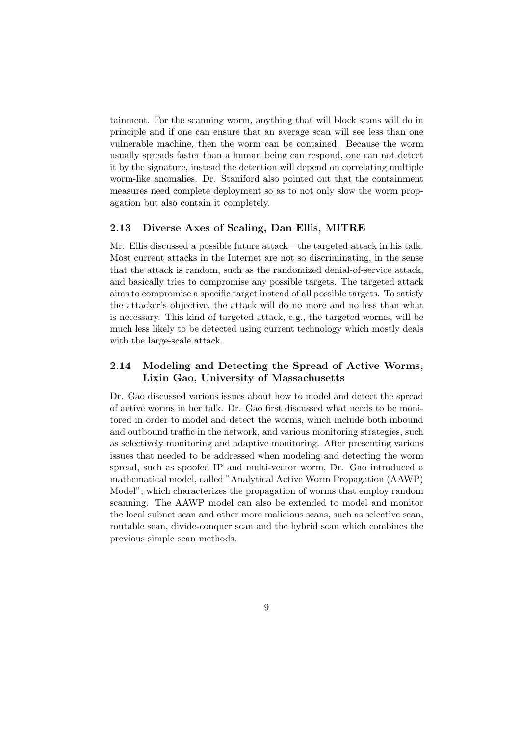tainment. For the scanning worm, anything that will block scans will do in principle and if one can ensure that an average scan will see less than one vulnerable machine, then the worm can be contained. Because the worm usually spreads faster than a human being can respond, one can not detect it by the signature, instead the detection will depend on correlating multiple worm-like anomalies. Dr. Staniford also pointed out that the containment measures need complete deployment so as to not only slow the worm propagation but also contain it completely.

### 2.13 Diverse Axes of Scaling, Dan Ellis, MITRE

Mr. Ellis discussed a possible future attack—the targeted attack in his talk. Most current attacks in the Internet are not so discriminating, in the sense that the attack is random, such as the randomized denial-of-service attack, and basically tries to compromise any possible targets. The targeted attack aims to compromise a specific target instead of all possible targets. To satisfy the attacker's objective, the attack will do no more and no less than what is necessary. This kind of targeted attack, e.g., the targeted worms, will be much less likely to be detected using current technology which mostly deals with the large-scale attack.

### 2.14 Modeling and Detecting the Spread of Active Worms, Lixin Gao, University of Massachusetts

Dr. Gao discussed various issues about how to model and detect the spread of active worms in her talk. Dr. Gao first discussed what needs to be monitored in order to model and detect the worms, which include both inbound and outbound traffic in the network, and various monitoring strategies, such as selectively monitoring and adaptive monitoring. After presenting various issues that needed to be addressed when modeling and detecting the worm spread, such as spoofed IP and multi-vector worm, Dr. Gao introduced a mathematical model, called "Analytical Active Worm Propagation (AAWP) Model", which characterizes the propagation of worms that employ random scanning. The AAWP model can also be extended to model and monitor the local subnet scan and other more malicious scans, such as selective scan, routable scan, divide-conquer scan and the hybrid scan which combines the previous simple scan methods.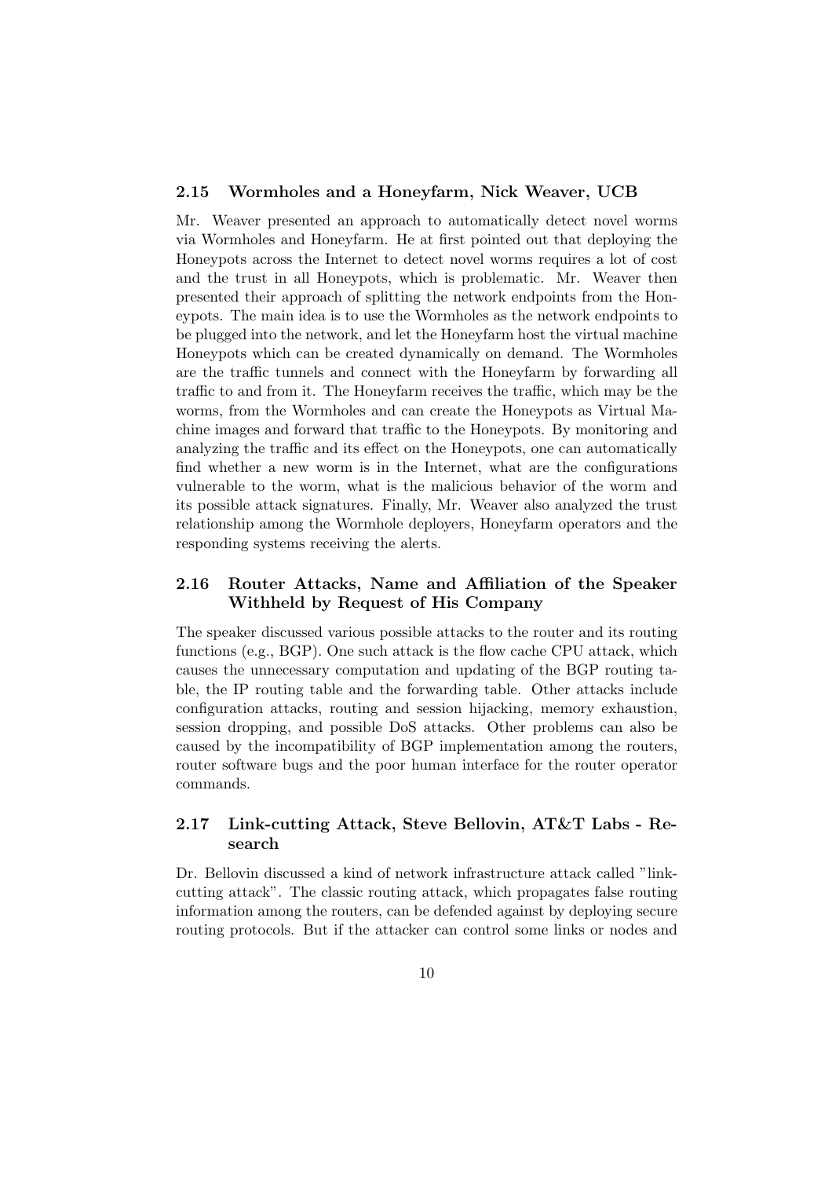### 2.15 Wormholes and a Honeyfarm, Nick Weaver, UCB

Mr. Weaver presented an approach to automatically detect novel worms via Wormholes and Honeyfarm. He at first pointed out that deploying the Honeypots across the Internet to detect novel worms requires a lot of cost and the trust in all Honeypots, which is problematic. Mr. Weaver then presented their approach of splitting the network endpoints from the Honeypots. The main idea is to use the Wormholes as the network endpoints to be plugged into the network, and let the Honeyfarm host the virtual machine Honeypots which can be created dynamically on demand. The Wormholes are the traffic tunnels and connect with the Honeyfarm by forwarding all traffic to and from it. The Honeyfarm receives the traffic, which may be the worms, from the Wormholes and can create the Honeypots as Virtual Machine images and forward that traffic to the Honeypots. By monitoring and analyzing the traffic and its effect on the Honeypots, one can automatically find whether a new worm is in the Internet, what are the configurations vulnerable to the worm, what is the malicious behavior of the worm and its possible attack signatures. Finally, Mr. Weaver also analyzed the trust relationship among the Wormhole deployers, Honeyfarm operators and the responding systems receiving the alerts.

### 2.16 Router Attacks, Name and Affiliation of the Speaker Withheld by Request of His Company

The speaker discussed various possible attacks to the router and its routing functions (e.g., BGP). One such attack is the flow cache CPU attack, which causes the unnecessary computation and updating of the BGP routing table, the IP routing table and the forwarding table. Other attacks include configuration attacks, routing and session hijacking, memory exhaustion, session dropping, and possible DoS attacks. Other problems can also be caused by the incompatibility of BGP implementation among the routers, router software bugs and the poor human interface for the router operator commands.

### 2.17 Link-cutting Attack, Steve Bellovin, AT&T Labs - Research

Dr. Bellovin discussed a kind of network infrastructure attack called "link-cutting attack". The classic routing attack, which propagates false routing information among the routers, can be defended against by deploying secure routing protocols. But if the attacker can control some links or nodes and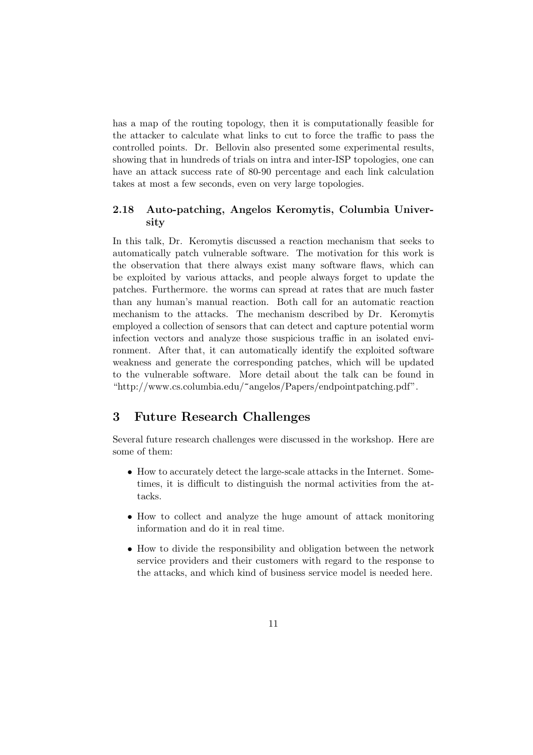has a map of the routing topology, then it is computationally feasible for the attacker to calculate what links to cut to force the traffic to pass the controlled points. Dr. Bellovin also presented some experimental results, showing that in hundreds of trials on intra and inter-ISP topologies, one can have an attack success rate of 80-90 percentage and each link calculation takes at most a few seconds, even on very large topologies.

### 2.18 Auto-patching, Angelos Keromytis, Columbia University

In this talk, Dr. Keromytis discussed a reaction mechanism that seeks to automatically patch vulnerable software. The motivation for this work is the observation that there always exist many software flaws, which can be exploited by various attacks, and people always forget to update the patches. Furthermore. the worms can spread at rates that are much faster than any human's manual reaction. Both call for an automatic reaction mechanism to the attacks. The mechanism described by Dr. Keromytis employed a collection of sensors that can detect and capture potential worm infection vectors and analyze those suspicious traffic in an isolated environment. After that, it can automatically identify the exploited software weakness and generate the corresponding patches, which will be updated to the vulnerable software. More detail about the talk can be found in "http://www.cs.columbia.edu/~angelos/Papers/endpointpatching.pdf".

## 3 Future Research Challenges

Several future research challenges were discussed in the workshop. Here are some of them:

- How to accurately detect the large-scale attacks in the Internet. Sometimes, it is difficult to distinguish the normal activities from the attacks.
- How to collect and analyze the huge amount of attack monitoring information and do it in real time.
- How to divide the responsibility and obligation between the network service providers and their customers with regard to the response to the attacks, and which kind of business service model is needed here.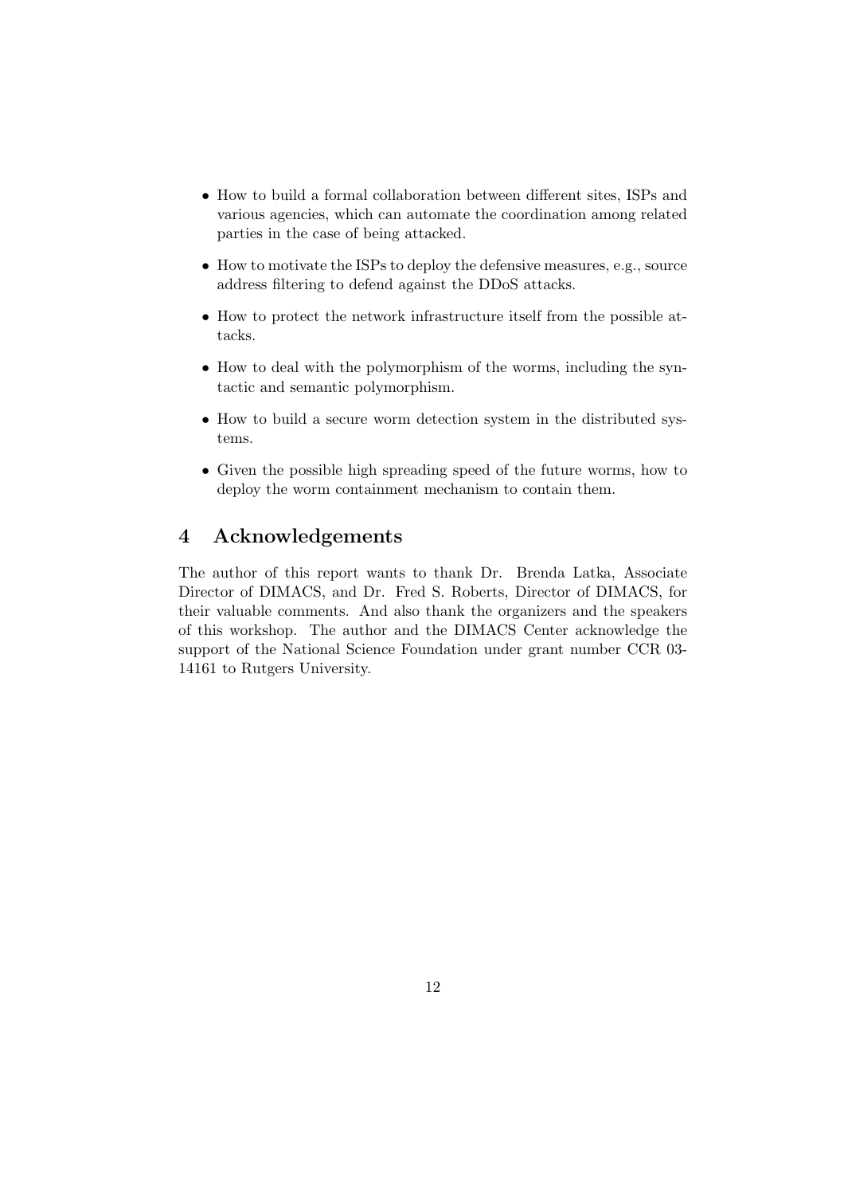- How to build a formal collaboration between different sites, ISPs and various agencies, which can automate the coordination among related parties in the case of being attacked.
- How to motivate the ISPs to deploy the defensive measures, e.g., source address filtering to defend against the DDoS attacks.
- How to protect the network infrastructure itself from the possible attacks.
- How to deal with the polymorphism of the worms, including the syntactic and semantic polymorphism.
- How to build a secure worm detection system in the distributed systems.
- Given the possible high spreading speed of the future worms, how to deploy the worm containment mechanism to contain them.

# 4 Acknowledgements

The author of this report wants to thank Dr. Brenda Latka, Associate Director of DIMACS, and Dr. Fred S. Roberts, Director of DIMACS, for their valuable comments. And also thank the organizers and the speakers of this workshop. The author and the DIMACS Center acknowledge the support of the National Science Foundation under grant number CCR 03-14161 to Rutgers University.